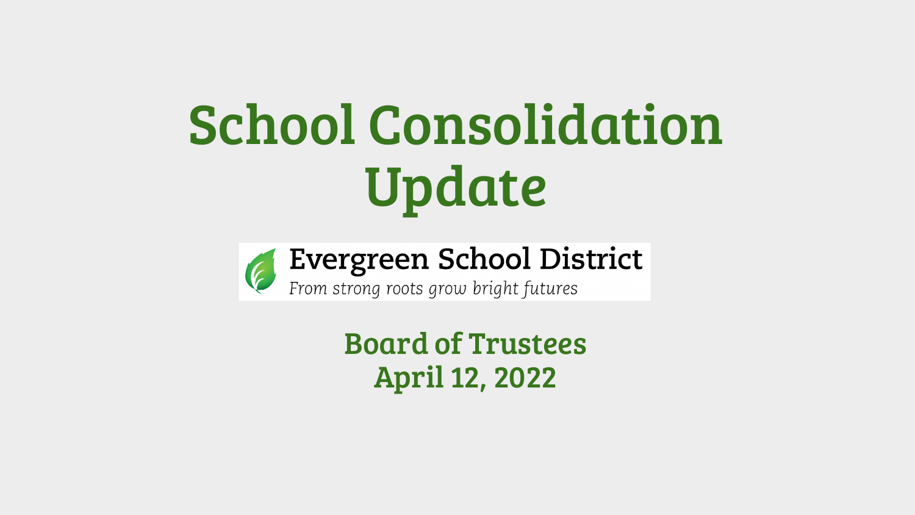# School Consolidation Update

**Evergreen School District**

*From strong roots grow bright futures*

**Board of Trustees**
**April 12, 2022**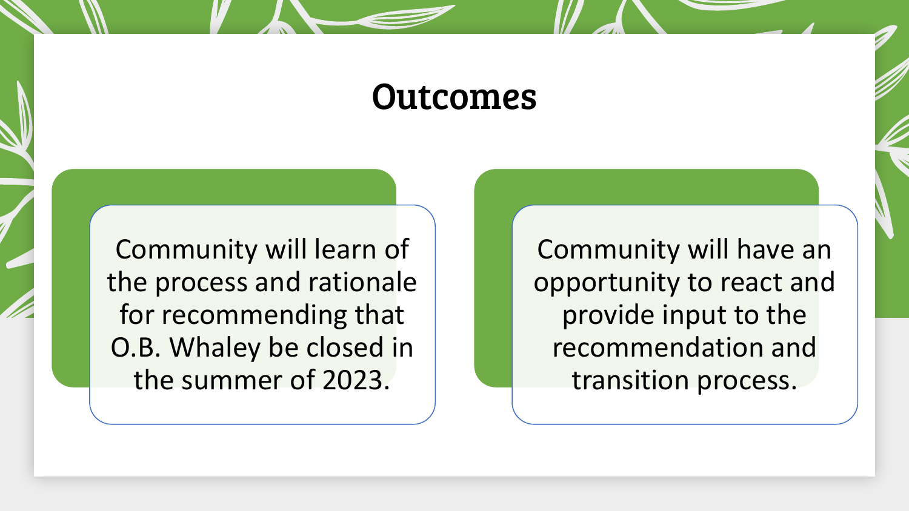# Outcomes

Community will learn of the process and rationale for recommending that O.B. Whaley be closed in the summer of 2023.

Community will have an opportunity to react and provide input to the recommendation and transition process.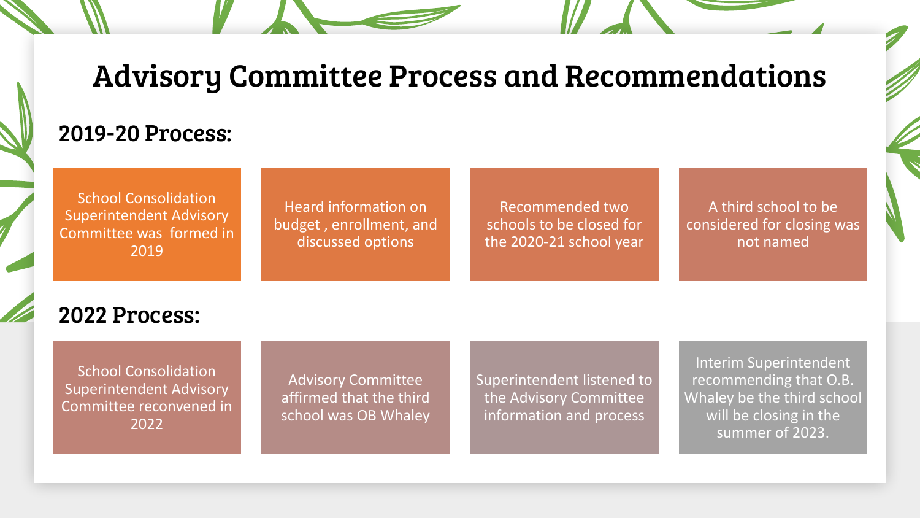# Advisory Committee Process and Recommendations

## 2019-20 Process:

- School Consolidation Superintendent Advisory Committee was formed in 2019
- Heard information on budget , enrollment, and discussed options
- Recommended two schools to be closed for the 2020-21 school year
- A third school to be considered for closing was not named

## 2022 Process:

- School Consolidation Superintendent Advisory Committee reconvened in 2022
- Advisory Committee affirmed that the third school was OB Whaley
- Superintendent listened to the Advisory Committee information and process
- Interim Superintendent recommending that O.B. Whaley be the third school will be closing in the summer of 2023.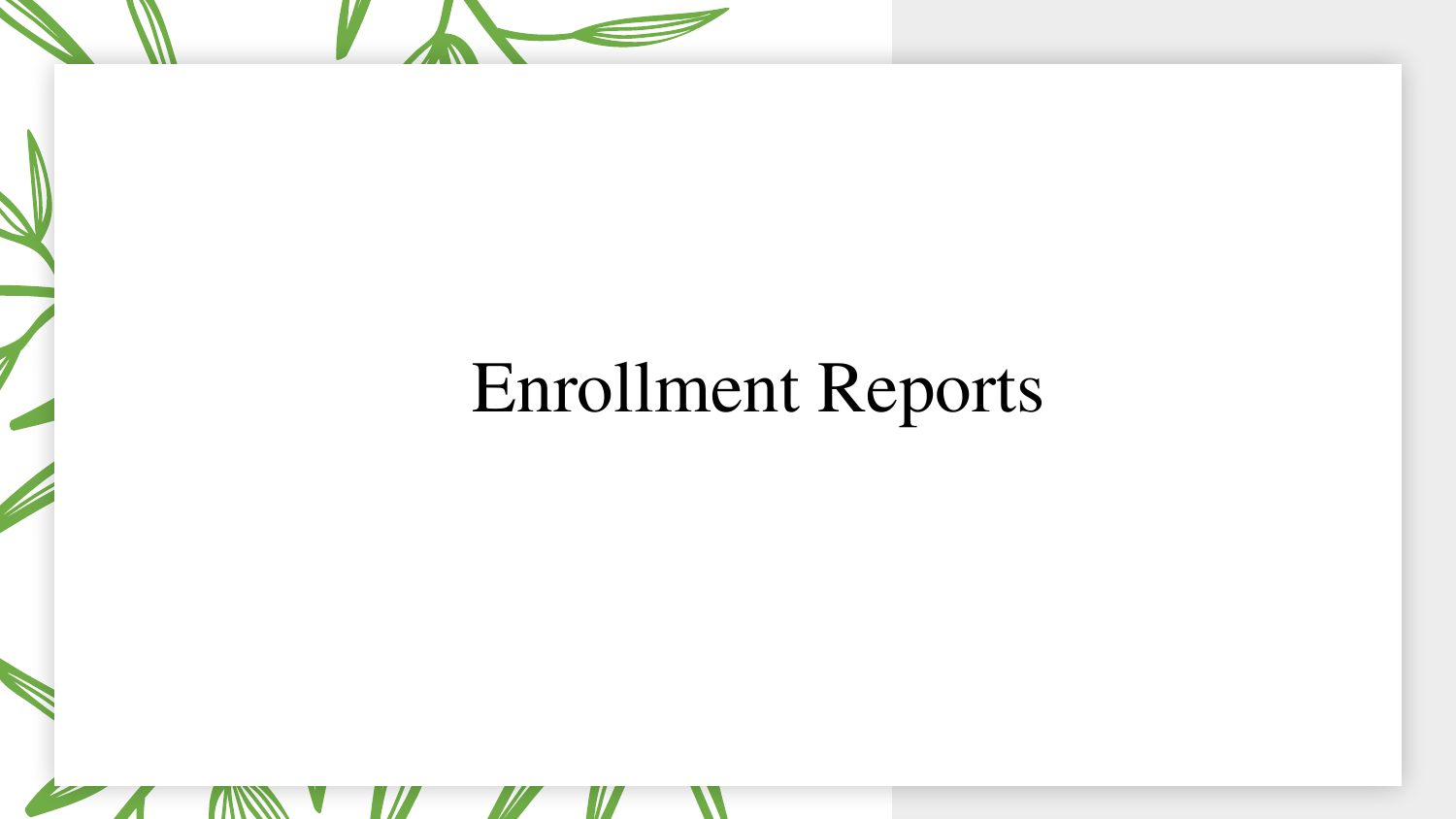# Enrollment Reports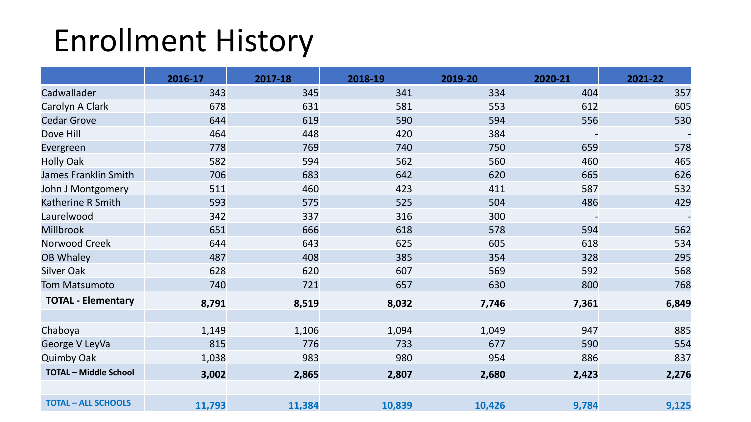# Enrollment History

| | 2016-17 | 2017-18 | 2018-19 | 2019-20 | 2020-21 | 2021-22 |
|---|---|---|---|---|---|---|
| Cadwallader | 343 | 345 | 341 | 334 | 404 | 357 |
| Carolyn A Clark | 678 | 631 | 581 | 553 | 612 | 605 |
| Cedar Grove | 644 | 619 | 590 | 594 | 556 | 530 |
| Dove Hill | 464 | 448 | 420 | 384 | - | - |
| Evergreen | 778 | 769 | 740 | 750 | 659 | 578 |
| Holly Oak | 582 | 594 | 562 | 560 | 460 | 465 |
| James Franklin Smith | 706 | 683 | 642 | 620 | 665 | 626 |
| John J Montgomery | 511 | 460 | 423 | 411 | 587 | 532 |
| Katherine R Smith | 593 | 575 | 525 | 504 | 486 | 429 |
| Laurelwood | 342 | 337 | 316 | 300 | - | - |
| Millbrook | 651 | 666 | 618 | 578 | 594 | 562 |
| Norwood Creek | 644 | 643 | 625 | 605 | 618 | 534 |
| OB Whaley | 487 | 408 | 385 | 354 | 328 | 295 |
| Silver Oak | 628 | 620 | 607 | 569 | 592 | 568 |
| Tom Matsumoto | 740 | 721 | 657 | 630 | 800 | 768 |
| **TOTAL - Elementary** | **8,791** | **8,519** | **8,032** | **7,746** | **7,361** | **6,849** |
| | | | | | | |
| Chaboya | 1,149 | 1,106 | 1,094 | 1,049 | 947 | 885 |
| George V LeyVa | 815 | 776 | 733 | 677 | 590 | 554 |
| Quimby Oak | 1,038 | 983 | 980 | 954 | 886 | 837 |
| **TOTAL – Middle School** | **3,002** | **2,865** | **2,807** | **2,680** | **2,423** | **2,276** |
| | | | | | | |
| **TOTAL – ALL SCHOOLS** | **11,793** | **11,384** | **10,839** | **10,426** | **9,784** | **9,125** |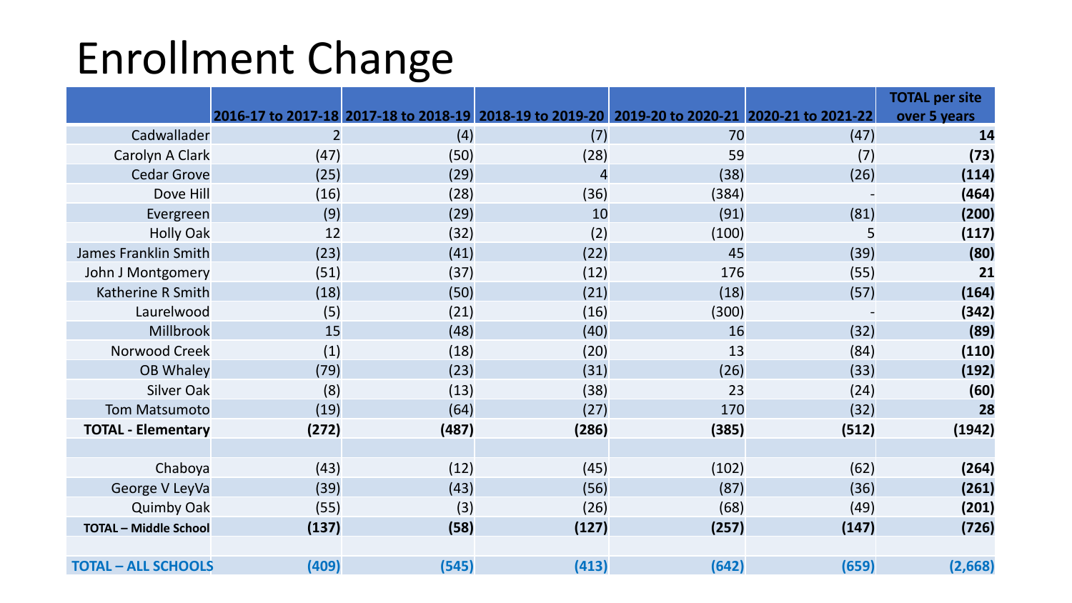# Enrollment Change

| | 2016-17 to 2017-18 | 2017-18 to 2018-19 | 2018-19 to 2019-20 | 2019-20 to 2020-21 | 2020-21 to 2021-22 | TOTAL per site over 5 years |
|---|---|---|---|---|---|---|
| Cadwallader | 2 | (4) | (7) | 70 | (47) | **14** |
| Carolyn A Clark | (47) | (50) | (28) | 59 | (7) | **(73)** |
| Cedar Grove | (25) | (29) | 4 | (38) | (26) | **(114)** |
| Dove Hill | (16) | (28) | (36) | (384) | - | **(464)** |
| Evergreen | (9) | (29) | 10 | (91) | (81) | **(200)** |
| Holly Oak | 12 | (32) | (2) | (100) | 5 | **(117)** |
| James Franklin Smith | (23) | (41) | (22) | 45 | (39) | **(80)** |
| John J Montgomery | (51) | (37) | (12) | 176 | (55) | **21** |
| Katherine R Smith | (18) | (50) | (21) | (18) | (57) | **(164)** |
| Laurelwood | (5) | (21) | (16) | (300) | - | **(342)** |
| Millbrook | 15 | (48) | (40) | 16 | (32) | **(89)** |
| Norwood Creek | (1) | (18) | (20) | 13 | (84) | **(110)** |
| OB Whaley | (79) | (23) | (31) | (26) | (33) | **(192)** |
| Silver Oak | (8) | (13) | (38) | 23 | (24) | **(60)** |
| Tom Matsumoto | (19) | (64) | (27) | 170 | (32) | **28** |
| **TOTAL - Elementary** | **(272)** | **(487)** | **(286)** | **(385)** | **(512)** | **(1942)** |
| | | | | | | |
| Chaboya | (43) | (12) | (45) | (102) | (62) | **(264)** |
| George V LeyVa | (39) | (43) | (56) | (87) | (36) | **(261)** |
| Quimby Oak | (55) | (3) | (26) | (68) | (49) | **(201)** |
| **TOTAL – Middle School** | **(137)** | **(58)** | **(127)** | **(257)** | **(147)** | **(726)** |
| | | | | | | |
| **TOTAL – ALL SCHOOLS** | **(409)** | **(545)** | **(413)** | **(642)** | **(659)** | **(2,668)** |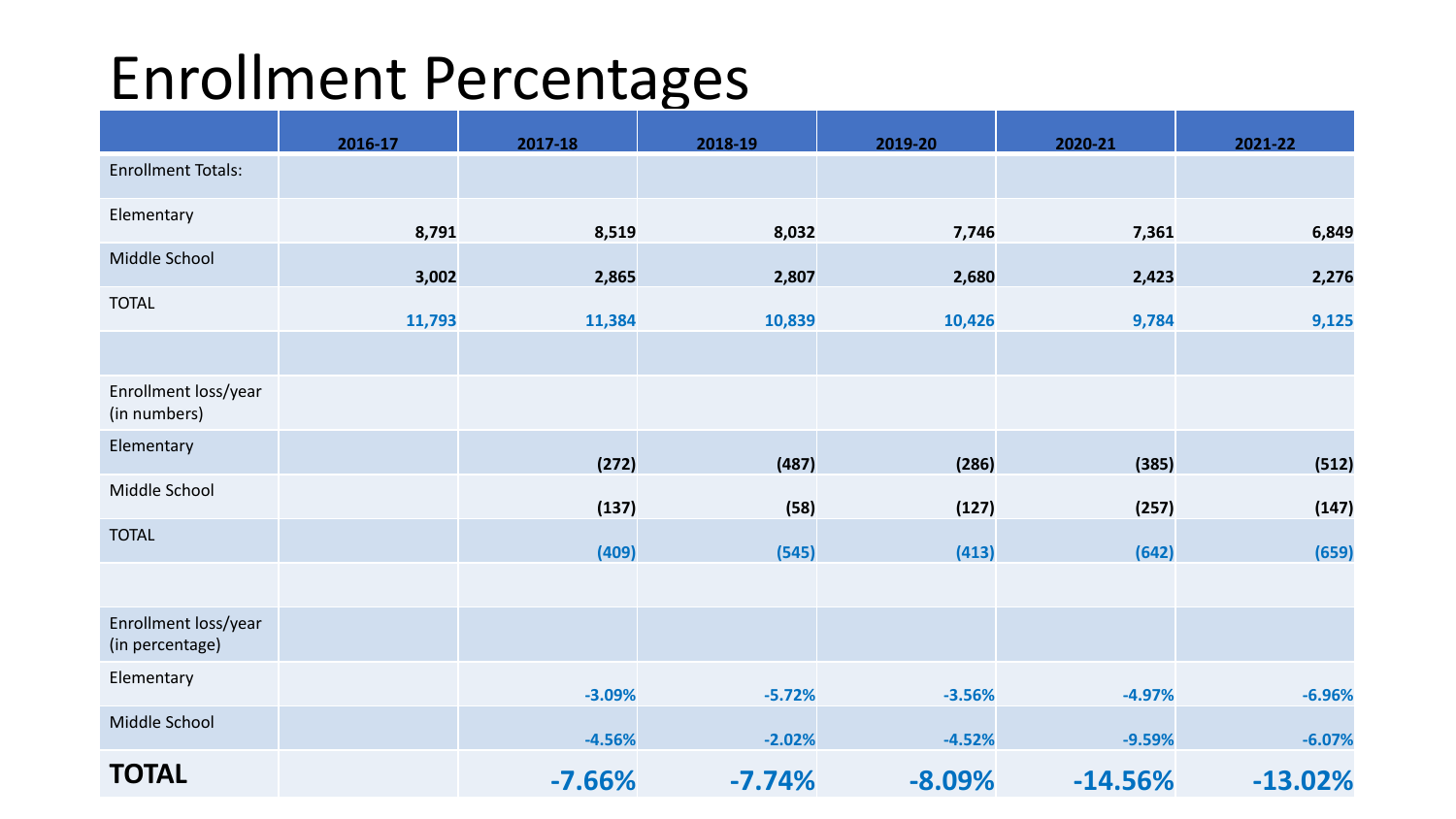# Enrollment Percentages

| | 2016-17 | 2017-18 | 2018-19 | 2019-20 | 2020-21 | 2021-22 |
|---|---|---|---|---|---|---|
| Enrollment Totals: | | | | | | |
| Elementary | **8,791** | **8,519** | **8,032** | **7,746** | **7,361** | **6,849** |
| Middle School | **3,002** | **2,865** | **2,807** | **2,680** | **2,423** | **2,276** |
| TOTAL | **11,793** | **11,384** | **10,839** | **10,426** | **9,784** | **9,125** |
| | | | | | | |
| Enrollment loss/year (in numbers) | | | | | | |
| Elementary | | **(272)** | **(487)** | **(286)** | **(385)** | **(512)** |
| Middle School | | **(137)** | **(58)** | **(127)** | **(257)** | **(147)** |
| TOTAL | | **(409)** | **(545)** | **(413)** | **(642)** | **(659)** |
| | | | | | | |
| Enrollment loss/year (in percentage) | | | | | | |
| Elementary | | **-3.09%** | **-5.72%** | **-3.56%** | **-4.97%** | **-6.96%** |
| Middle School | | **-4.56%** | **-2.02%** | **-4.52%** | **-9.59%** | **-6.07%** |
| **TOTAL** | | **-7.66%** | **-7.74%** | **-8.09%** | **-14.56%** | **-13.02%** |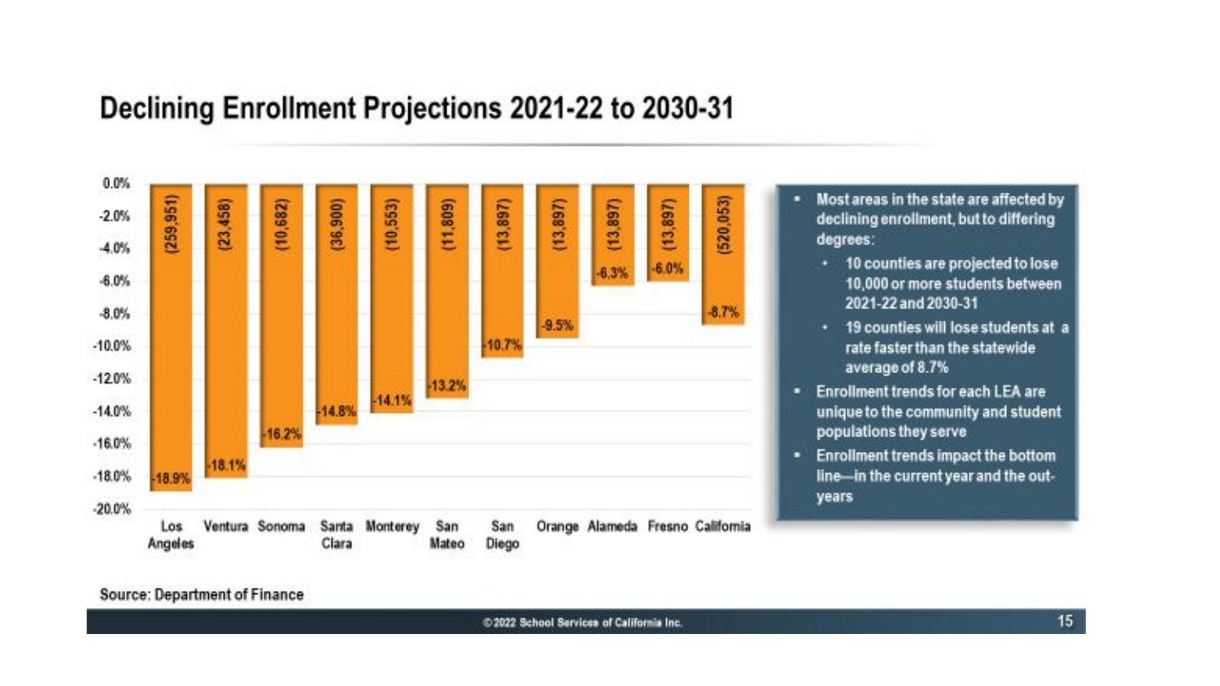## Declining Enrollment Projections 2021-22 to 2030-31

| County | Projected Change (Students) | Projected Change (%) |
|---|---|---|
| Los Angeles | (259,951) | -18.9% |
| Ventura | (23,458) | -18.1% |
| Sonoma | (10,682) | -16.2% |
| Santa Clara | (36,900) | -14.8% |
| Monterey | (10,553) | -14.1% |
| San Mateo | (11,809) | -13.2% |
| San Diego | (13,897) | -10.7% |
| Orange | (13,897) | -9.5% |
| Alameda | (13,897) | -6.3% |
| Fresno | (13,897) | -6.0% |
| California | (520,053) | -8.7% |

- Most areas in the state are affected by declining enrollment, but to differing degrees:
  - 10 counties are projected to lose 10,000 or more students between 2021-22 and 2030-31
  - 19 counties will lose students at a rate faster than the statewide average of 8.7%
- Enrollment trends for each LEA are unique to the community and student populations they serve
- Enrollment trends impact the bottom line—in the current year and the out-years

Source: Department of Finance

©2022 School Services of California Inc.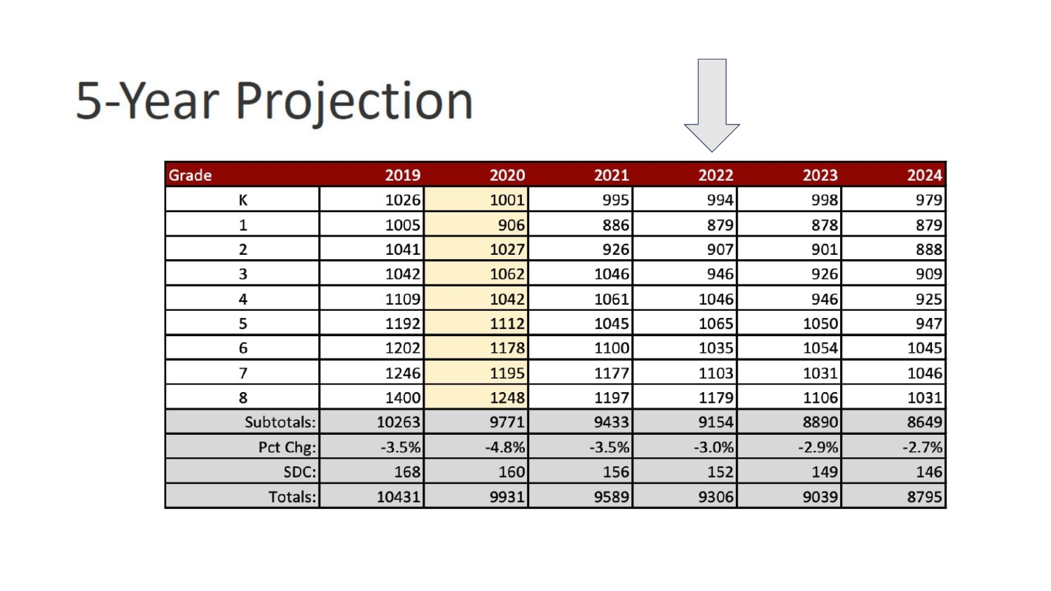# 5-Year Projection

| Grade | 2019 | 2020 | 2021 | 2022 | 2023 | 2024 |
|---|---|---|---|---|---|---|
| K | 1026 | 1001 | 995 | 994 | 998 | 979 |
| 1 | 1005 | 906 | 886 | 879 | 878 | 879 |
| 2 | 1041 | 1027 | 926 | 907 | 901 | 888 |
| 3 | 1042 | 1062 | 1046 | 946 | 926 | 909 |
| 4 | 1109 | 1042 | 1061 | 1046 | 946 | 925 |
| 5 | 1192 | 1112 | 1045 | 1065 | 1050 | 947 |
| 6 | 1202 | 1178 | 1100 | 1035 | 1054 | 1045 |
| 7 | 1246 | 1195 | 1177 | 1103 | 1031 | 1046 |
| 8 | 1400 | 1248 | 1197 | 1179 | 1106 | 1031 |
| Subtotals: | 10263 | 9771 | 9433 | 9154 | 8890 | 8649 |
| Pct Chg: | -3.5% | -4.8% | -3.5% | -3.0% | -2.9% | -2.7% |
| SDC: | 168 | 160 | 156 | 152 | 149 | 146 |
| Totals: | 10431 | 9931 | 9589 | 9306 | 9039 | 8795 |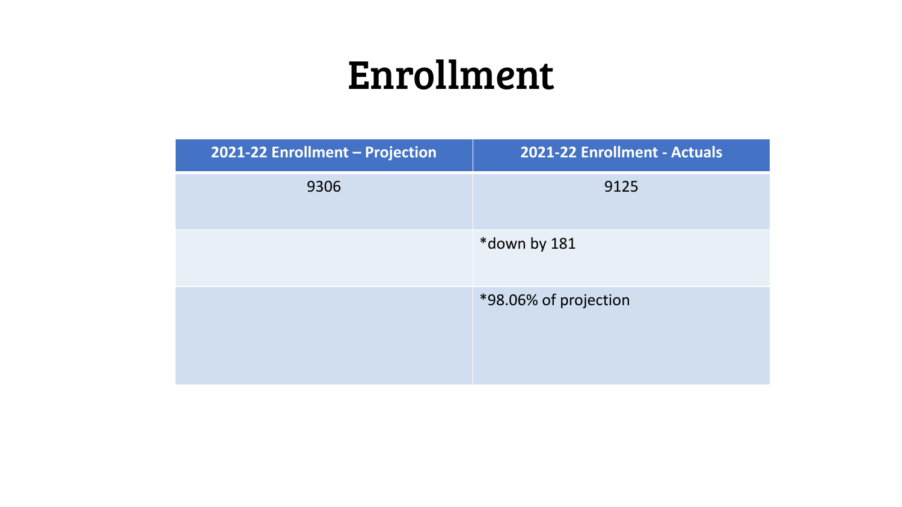# Enrollment

| 2021-22 Enrollment – Projection | 2021-22 Enrollment - Actuals |
|---|---|
| 9306 | 9125 |
| | *down by 181 |
| | *98.06% of projection |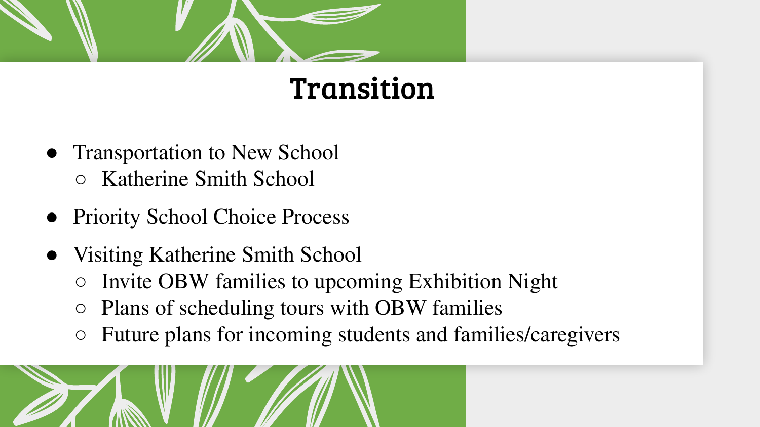# Transition

- Transportation to New School
  - Katherine Smith School
- Priority School Choice Process
- Visiting Katherine Smith School
  - Invite OBW families to upcoming Exhibition Night
  - Plans of scheduling tours with OBW families
  - Future plans for incoming students and families/caregivers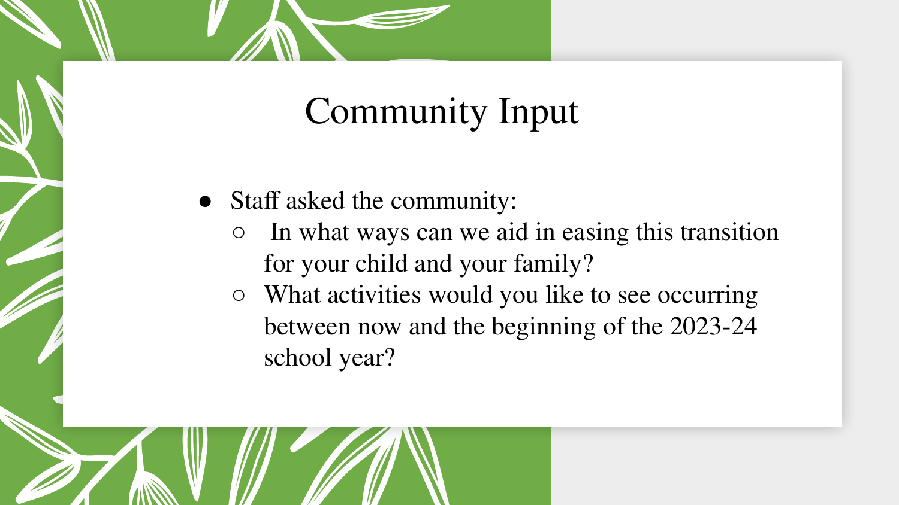# Community Input

- Staff asked the community:
  - In what ways can we aid in easing this transition for your child and your family?
  - What activities would you like to see occurring between now and the beginning of the 2023-24 school year?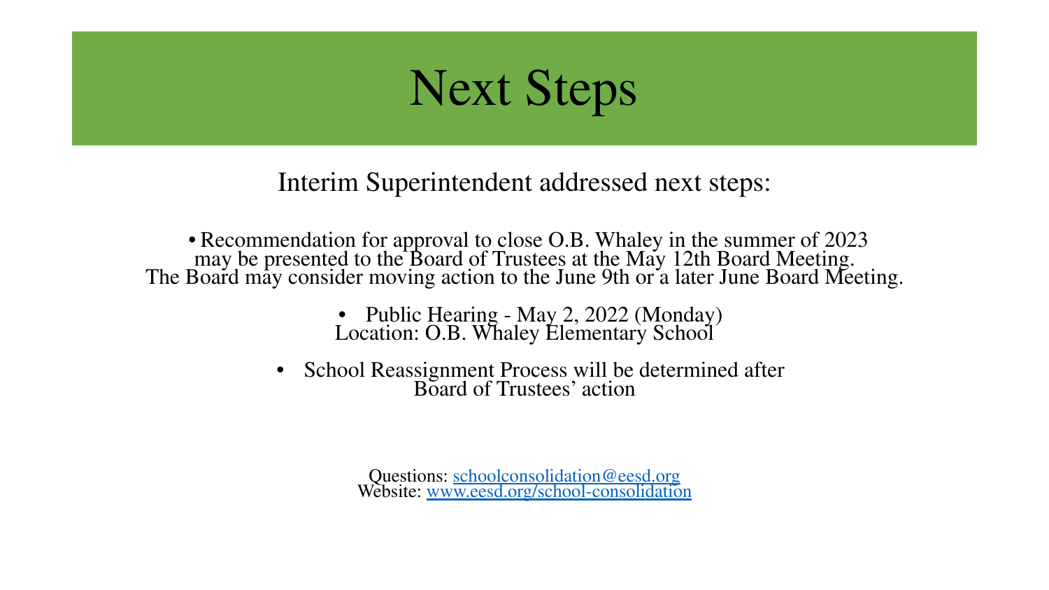# Next Steps

Interim Superintendent addressed next steps:

- Recommendation for approval to close O.B. Whaley in the summer of 2023 may be presented to the Board of Trustees at the May 12th Board Meeting. The Board may consider moving action to the June 9th or a later June Board Meeting.

- Public Hearing - May 2, 2022 (Monday)
  Location: O.B. Whaley Elementary School

- School Reassignment Process will be determined after Board of Trustees' action

Questions: schoolconsolidation@eesd.org
Website: www.eesd.org/school-consolidation